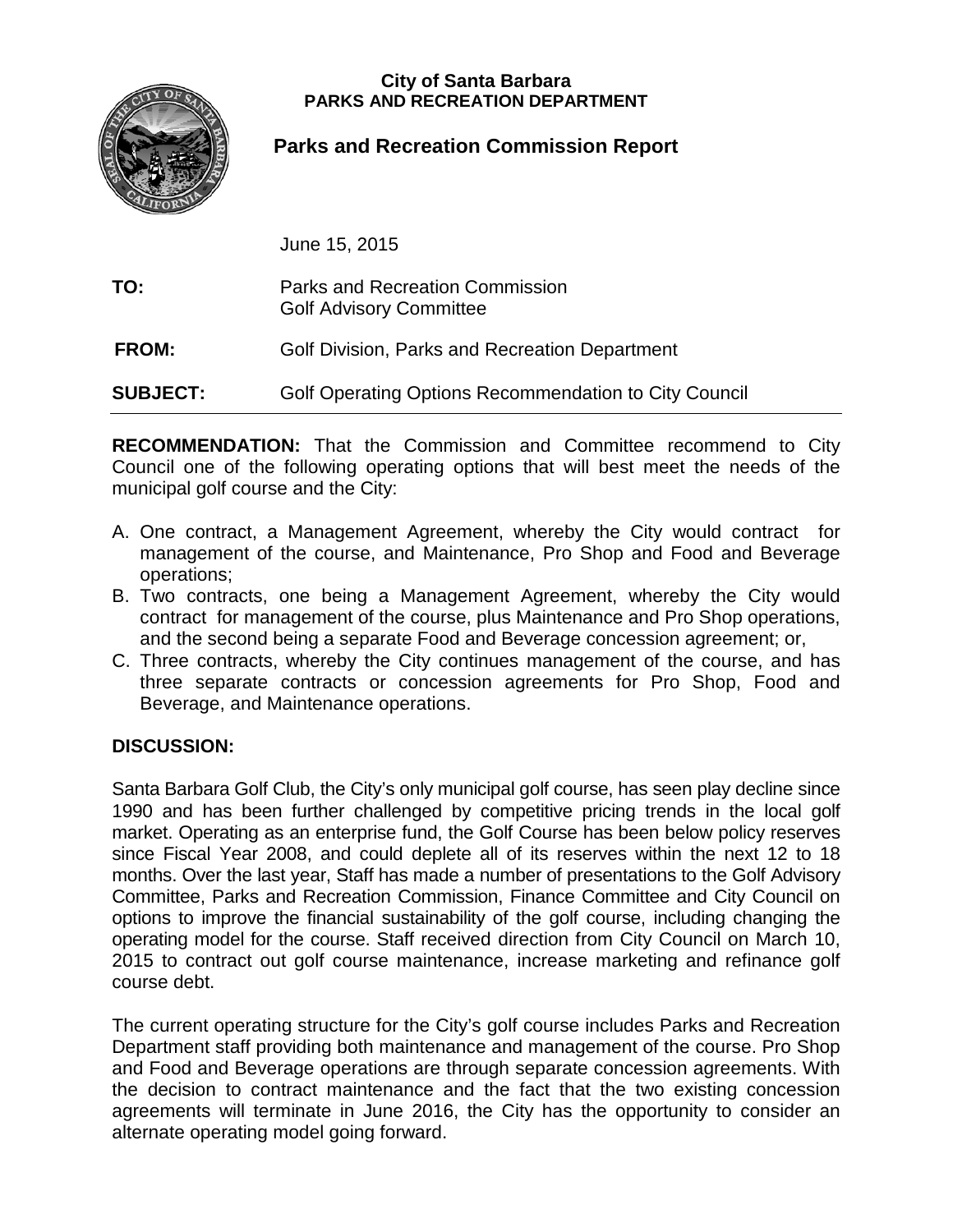**City of Santa Barbara**
**PARKS AND RECREATION DEPARTMENT**

# Parks and Recreation Commission Report

June 15, 2015

**TO:** Parks and Recreation Commission
Golf Advisory Committee

**FROM:** Golf Division, Parks and Recreation Department

**SUBJECT:** Golf Operating Options Recommendation to City Council

---

**RECOMMENDATION:** That the Commission and Committee recommend to City Council one of the following operating options that will best meet the needs of the municipal golf course and the City:

A. One contract, a Management Agreement, whereby the City would contract for management of the course, and Maintenance, Pro Shop and Food and Beverage operations;
B. Two contracts, one being a Management Agreement, whereby the City would contract for management of the course, plus Maintenance and Pro Shop operations, and the second being a separate Food and Beverage concession agreement; or,
C. Three contracts, whereby the City continues management of the course, and has three separate contracts or concession agreements for Pro Shop, Food and Beverage, and Maintenance operations.

## DISCUSSION:

Santa Barbara Golf Club, the City's only municipal golf course, has seen play decline since 1990 and has been further challenged by competitive pricing trends in the local golf market. Operating as an enterprise fund, the Golf Course has been below policy reserves since Fiscal Year 2008, and could deplete all of its reserves within the next 12 to 18 months. Over the last year, Staff has made a number of presentations to the Golf Advisory Committee, Parks and Recreation Commission, Finance Committee and City Council on options to improve the financial sustainability of the golf course, including changing the operating model for the course. Staff received direction from City Council on March 10, 2015 to contract out golf course maintenance, increase marketing and refinance golf course debt.

The current operating structure for the City's golf course includes Parks and Recreation Department staff providing both maintenance and management of the course. Pro Shop and Food and Beverage operations are through separate concession agreements. With the decision to contract maintenance and the fact that the two existing concession agreements will terminate in June 2016, the City has the opportunity to consider an alternate operating model going forward.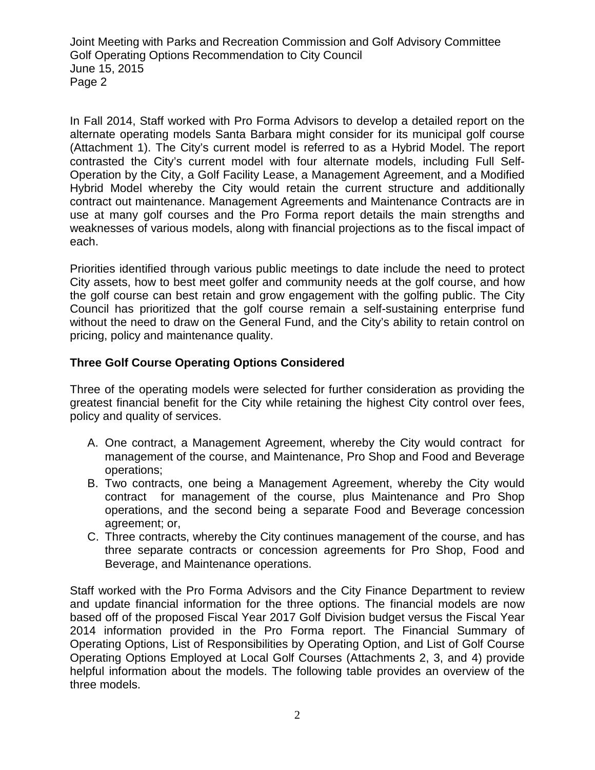In Fall 2014, Staff worked with Pro Forma Advisors to develop a detailed report on the alternate operating models Santa Barbara might consider for its municipal golf course (Attachment 1). The City's current model is referred to as a Hybrid Model. The report contrasted the City's current model with four alternate models, including Full Self-Operation by the City, a Golf Facility Lease, a Management Agreement, and a Modified Hybrid Model whereby the City would retain the current structure and additionally contract out maintenance. Management Agreements and Maintenance Contracts are in use at many golf courses and the Pro Forma report details the main strengths and weaknesses of various models, along with financial projections as to the fiscal impact of each.

Priorities identified through various public meetings to date include the need to protect City assets, how to best meet golfer and community needs at the golf course, and how the golf course can best retain and grow engagement with the golfing public. The City Council has prioritized that the golf course remain a self-sustaining enterprise fund without the need to draw on the General Fund, and the City's ability to retain control on pricing, policy and maintenance quality.

**Three Golf Course Operating Options Considered**

Three of the operating models were selected for further consideration as providing the greatest financial benefit for the City while retaining the highest City control over fees, policy and quality of services.

A. One contract, a Management Agreement, whereby the City would contract for management of the course, and Maintenance, Pro Shop and Food and Beverage operations;
B. Two contracts, one being a Management Agreement, whereby the City would contract for management of the course, plus Maintenance and Pro Shop operations, and the second being a separate Food and Beverage concession agreement; or,
C. Three contracts, whereby the City continues management of the course, and has three separate contracts or concession agreements for Pro Shop, Food and Beverage, and Maintenance operations.

Staff worked with the Pro Forma Advisors and the City Finance Department to review and update financial information for the three options. The financial models are now based off of the proposed Fiscal Year 2017 Golf Division budget versus the Fiscal Year 2014 information provided in the Pro Forma report. The Financial Summary of Operating Options, List of Responsibilities by Operating Option, and List of Golf Course Operating Options Employed at Local Golf Courses (Attachments 2, 3, and 4) provide helpful information about the models. The following table provides an overview of the three models.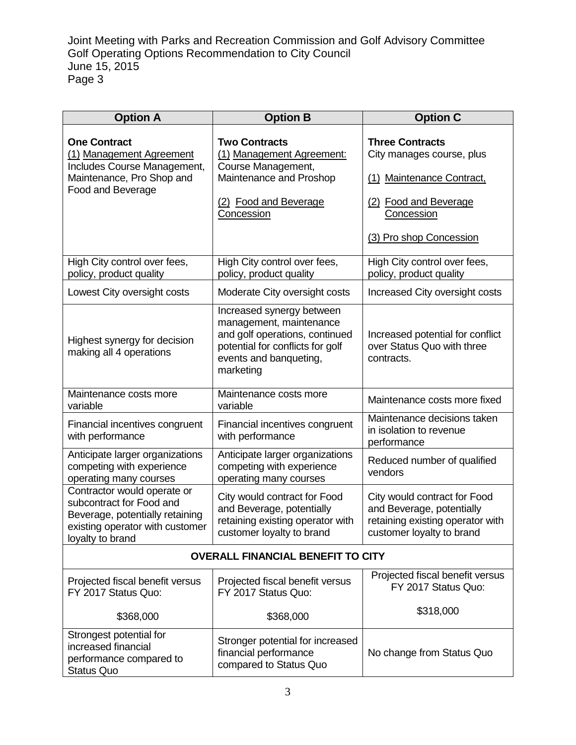| Option A | Option B | Option C |
|---|---|---|
| **One Contract**<br>(1) Management Agreement Includes Course Management, Maintenance, Pro Shop and Food and Beverage | **Two Contracts**<br>(1) Management Agreement: Course Management, Maintenance and Proshop<br><br>(2) Food and Beverage Concession | **Three Contracts**<br>City manages course, plus<br><br>(1) Maintenance Contract,<br><br>(2) Food and Beverage Concession<br><br>(3) Pro shop Concession |
| High City control over fees, policy, product quality | High City control over fees, policy, product quality | High City control over fees, policy, product quality |
| Lowest City oversight costs | Moderate City oversight costs | Increased City oversight costs |
| Highest synergy for decision making all 4 operations | Increased synergy between management, maintenance and golf operations, continued potential for conflicts for golf events and banqueting, marketing | Increased potential for conflict over Status Quo with three contracts. |
| Maintenance costs more variable | Maintenance costs more variable | Maintenance costs more fixed |
| Financial incentives congruent with performance | Financial incentives congruent with performance | Maintenance decisions taken in isolation to revenue performance |
| Anticipate larger organizations competing with experience operating many courses | Anticipate larger organizations competing with experience operating many courses | Reduced number of qualified vendors |
| Contractor would operate or subcontract for Food and Beverage, potentially retaining existing operator with customer loyalty to brand | City would contract for Food and Beverage, potentially retaining existing operator with customer loyalty to brand | City would contract for Food and Beverage, potentially retaining existing operator with customer loyalty to brand |
| **OVERALL FINANCIAL BENEFIT TO CITY** | | |
| Projected fiscal benefit versus FY 2017 Status Quo:<br><br>$368,000 | Projected fiscal benefit versus FY 2017 Status Quo:<br><br>$368,000 | Projected fiscal benefit versus FY 2017 Status Quo:<br><br>$318,000 |
| Strongest potential for increased financial performance compared to Status Quo | Stronger potential for increased financial performance compared to Status Quo | No change from Status Quo |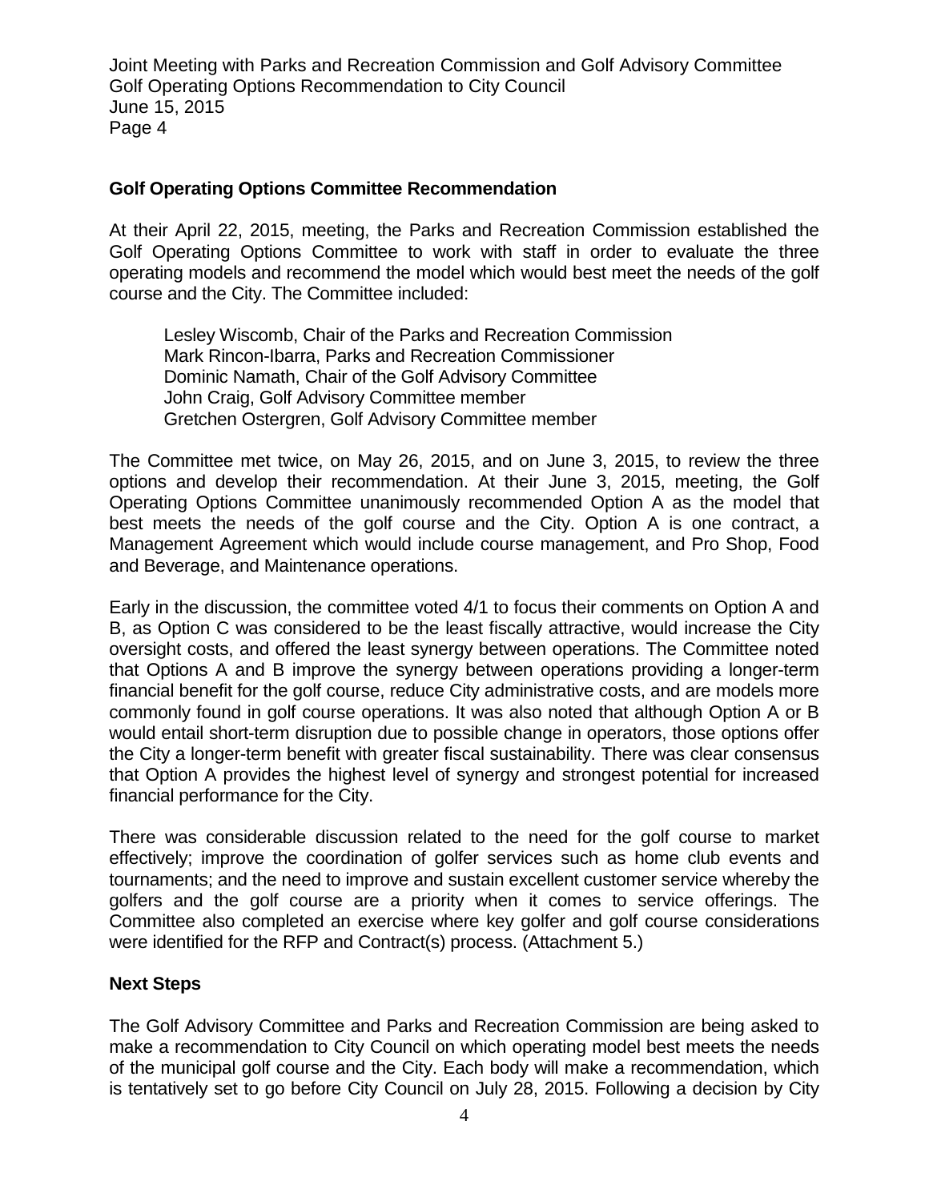## Golf Operating Options Committee Recommendation

At their April 22, 2015, meeting, the Parks and Recreation Commission established the Golf Operating Options Committee to work with staff in order to evaluate the three operating models and recommend the model which would best meet the needs of the golf course and the City. The Committee included:

Lesley Wiscomb, Chair of the Parks and Recreation Commission
Mark Rincon-Ibarra, Parks and Recreation Commissioner
Dominic Namath, Chair of the Golf Advisory Committee
John Craig, Golf Advisory Committee member
Gretchen Ostergren, Golf Advisory Committee member

The Committee met twice, on May 26, 2015, and on June 3, 2015, to review the three options and develop their recommendation. At their June 3, 2015, meeting, the Golf Operating Options Committee unanimously recommended Option A as the model that best meets the needs of the golf course and the City. Option A is one contract, a Management Agreement which would include course management, and Pro Shop, Food and Beverage, and Maintenance operations.

Early in the discussion, the committee voted 4/1 to focus their comments on Option A and B, as Option C was considered to be the least fiscally attractive, would increase the City oversight costs, and offered the least synergy between operations. The Committee noted that Options A and B improve the synergy between operations providing a longer-term financial benefit for the golf course, reduce City administrative costs, and are models more commonly found in golf course operations. It was also noted that although Option A or B would entail short-term disruption due to possible change in operators, those options offer the City a longer-term benefit with greater fiscal sustainability. There was clear consensus that Option A provides the highest level of synergy and strongest potential for increased financial performance for the City.

There was considerable discussion related to the need for the golf course to market effectively; improve the coordination of golfer services such as home club events and tournaments; and the need to improve and sustain excellent customer service whereby the golfers and the golf course are a priority when it comes to service offerings. The Committee also completed an exercise where key golfer and golf course considerations were identified for the RFP and Contract(s) process. (Attachment 5.)

## Next Steps

The Golf Advisory Committee and Parks and Recreation Commission are being asked to make a recommendation to City Council on which operating model best meets the needs of the municipal golf course and the City. Each body will make a recommendation, which is tentatively set to go before City Council on July 28, 2015. Following a decision by City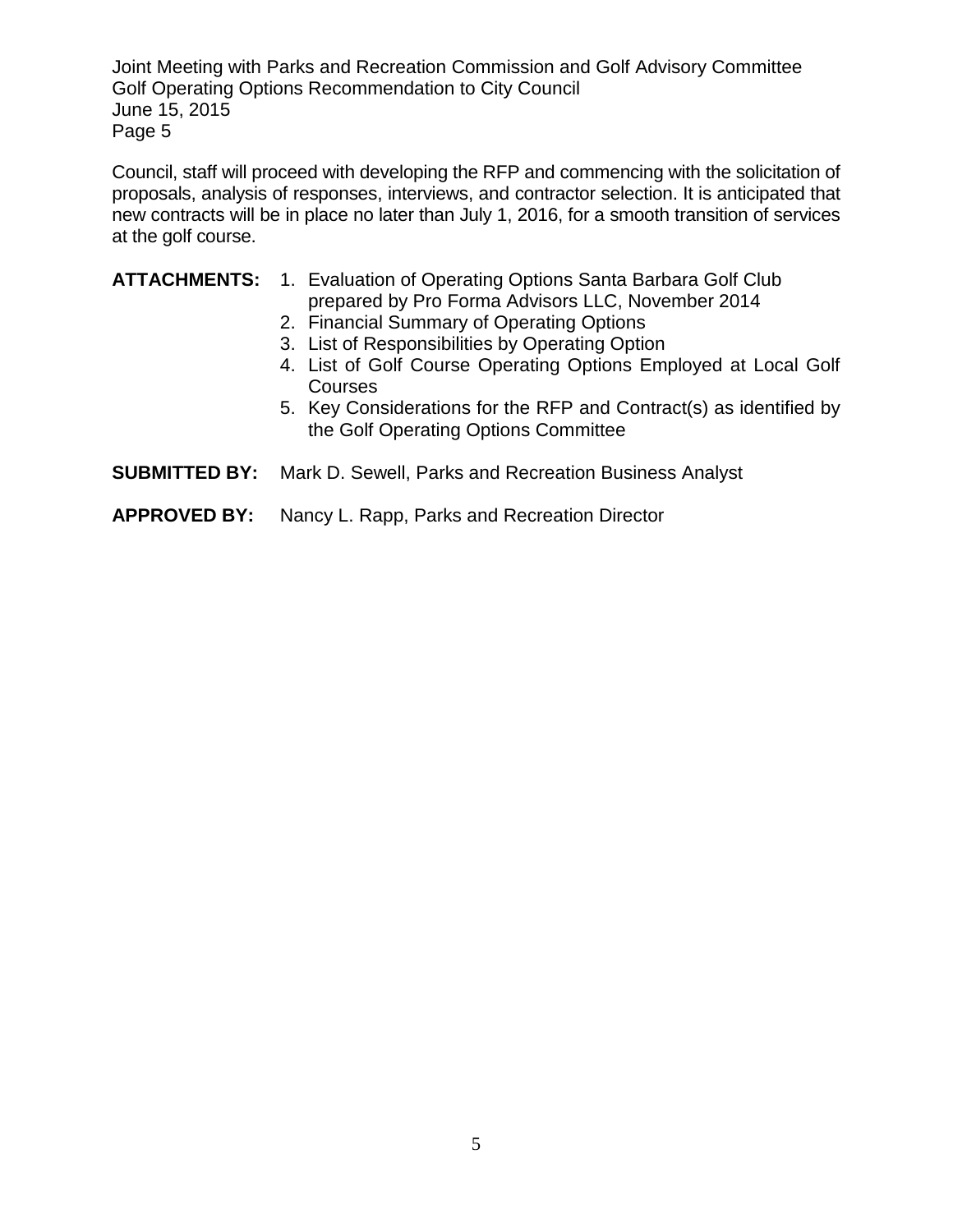Council, staff will proceed with developing the RFP and commencing with the solicitation of proposals, analysis of responses, interviews, and contractor selection. It is anticipated that new contracts will be in place no later than July 1, 2016, for a smooth transition of services at the golf course.

**ATTACHMENTS:**

1. Evaluation of Operating Options Santa Barbara Golf Club prepared by Pro Forma Advisors LLC, November 2014
2. Financial Summary of Operating Options
3. List of Responsibilities by Operating Option
4. List of Golf Course Operating Options Employed at Local Golf Courses
5. Key Considerations for the RFP and Contract(s) as identified by the Golf Operating Options Committee

**SUBMITTED BY:** Mark D. Sewell, Parks and Recreation Business Analyst

**APPROVED BY:** Nancy L. Rapp, Parks and Recreation Director